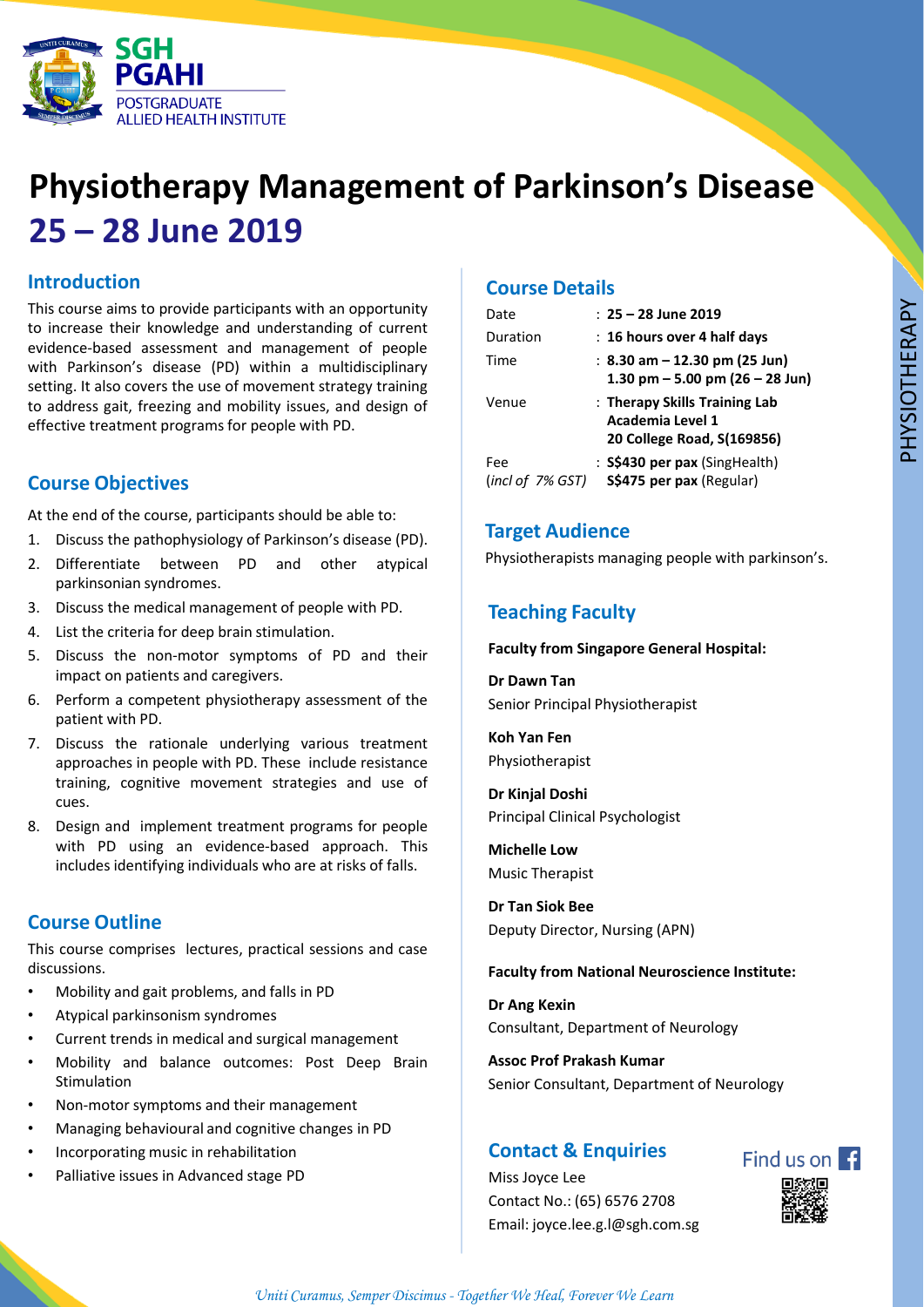SGH PGAHI
POSTGRADUATE ALLIED HEALTH INSTITUTE

# Physiotherapy Management of Parkinson's Disease
# 25 – 28 June 2019

## Introduction

This course aims to provide participants with an opportunity to increase their knowledge and understanding of current evidence-based assessment and management of people with Parkinson's disease (PD) within a multidisciplinary setting. It also covers the use of movement strategy training to address gait, freezing and mobility issues, and design of effective treatment programs for people with PD.

## Course Objectives

At the end of the course, participants should be able to:

1. Discuss the pathophysiology of Parkinson's disease (PD).
2. Differentiate between PD and other atypical parkinsonian syndromes.
3. Discuss the medical management of people with PD.
4. List the criteria for deep brain stimulation.
5. Discuss the non-motor symptoms of PD and their impact on patients and caregivers.
6. Perform a competent physiotherapy assessment of the patient with PD.
7. Discuss the rationale underlying various treatment approaches in people with PD. These include resistance training, cognitive movement strategies and use of cues.
8. Design and implement treatment programs for people with PD using an evidence-based approach. This includes identifying individuals who are at risks of falls.

## Course Outline

This course comprises lectures, practical sessions and case discussions.

- Mobility and gait problems, and falls in PD
- Atypical parkinsonism syndromes
- Current trends in medical and surgical management
- Mobility and balance outcomes: Post Deep Brain Stimulation
- Non-motor symptoms and their management
- Managing behavioural and cognitive changes in PD
- Incorporating music in rehabilitation
- Palliative issues in Advanced stage PD

## Course Details

| | |
|---|---|
| Date | : **25 – 28 June 2019** |
| Duration | : **16 hours over 4 half days** |
| Time | : **8.30 am – 12.30 pm (25 Jun)**<br>**1.30 pm – 5.00 pm (26 – 28 Jun)** |
| Venue | : **Therapy Skills Training Lab**<br>**Academia Level 1**<br>**20 College Road, S(169856)** |
| Fee<br>*(incl of 7% GST)* | : **S$430 per pax** (SingHealth)<br>**S$475 per pax** (Regular) |

## Target Audience

Physiotherapists managing people with parkinson's.

## Teaching Faculty

**Faculty from Singapore General Hospital:**

**Dr Dawn Tan**
Senior Principal Physiotherapist

**Koh Yan Fen**
Physiotherapist

**Dr Kinjal Doshi**
Principal Clinical Psychologist

**Michelle Low**
Music Therapist

**Dr Tan Siok Bee**
Deputy Director, Nursing (APN)

**Faculty from National Neuroscience Institute:**

**Dr Ang Kexin**
Consultant, Department of Neurology

**Assoc Prof Prakash Kumar**
Senior Consultant, Department of Neurology

## Contact & Enquiries

Miss Joyce Lee
Contact No.: (65) 6576 2708
Email: joyce.lee.g.l@sgh.com.sg

Find us on Facebook

*Uniti Curamus, Semper Discimus - Together We Heal, Forever We Learn*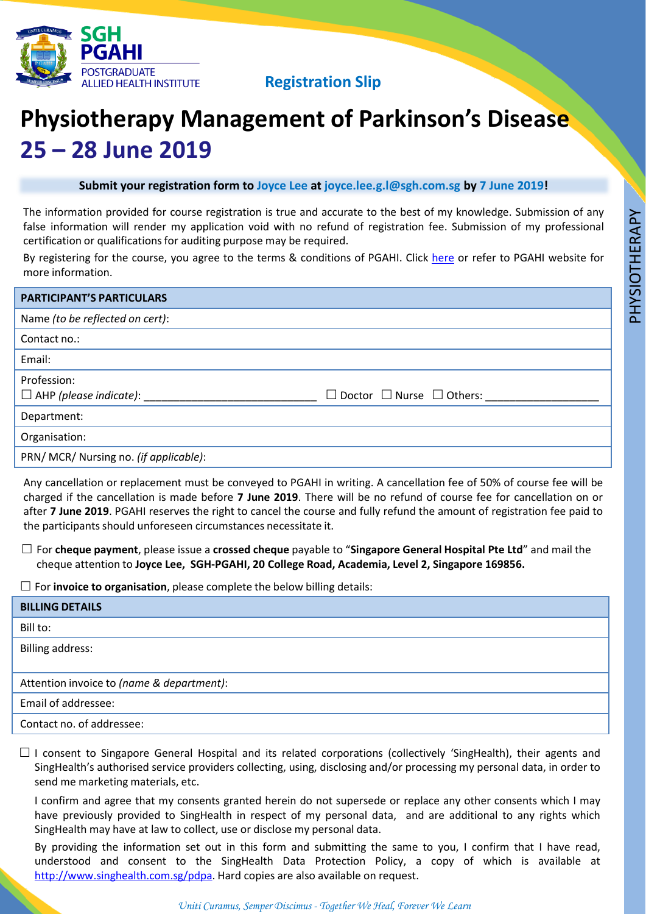SGH PGAHI
POSTGRADUATE ALLIED HEALTH INSTITUTE

Registration Slip

# Physiotherapy Management of Parkinson's Disease
# 25 – 28 June 2019

**Submit your registration form to Joyce Lee at joyce.lee.g.l@sgh.com.sg by 7 June 2019!**

The information provided for course registration is true and accurate to the best of my knowledge. Submission of any false information will render my application void with no refund of registration fee. Submission of my professional certification or qualifications for auditing purpose may be required.

By registering for the course, you agree to the terms & conditions of PGAHI. Click here or refer to PGAHI website for more information.

| **PARTICIPANT'S PARTICULARS** |
|---|
| Name *(to be reflected on cert)*: |
| Contact no.: |
| Email: |
| Profession:<br>☐ AHP *(please indicate)*: ______________________________ ☐ Doctor ☐ Nurse ☐ Others: ____________________ |
| Department: |
| Organisation: |
| PRN/ MCR/ Nursing no. *(if applicable)*: |

Any cancellation or replacement must be conveyed to PGAHI in writing. A cancellation fee of 50% of course fee will be charged if the cancellation is made before **7 June 2019**. There will be no refund of course fee for cancellation on or after **7 June 2019**. PGAHI reserves the right to cancel the course and fully refund the amount of registration fee paid to the participants should unforeseen circumstances necessitate it.

☐ For **cheque payment**, please issue a **crossed cheque** payable to "**Singapore General Hospital Pte Ltd**" and mail the cheque attention to **Joyce Lee, SGH-PGAHI, 20 College Road, Academia, Level 2, Singapore 169856.**

☐ For **invoice to organisation**, please complete the below billing details:

| **BILLING DETAILS** |
|---|
| Bill to: |
| Billing address: |
| Attention invoice to *(name & department)*: |
| Email of addressee: |
| Contact no. of addressee: |

☐ I consent to Singapore General Hospital and its related corporations (collectively 'SingHealth), their agents and SingHealth's authorised service providers collecting, using, disclosing and/or processing my personal data, in order to send me marketing materials, etc.

I confirm and agree that my consents granted herein do not supersede or replace any other consents which I may have previously provided to SingHealth in respect of my personal data, and are additional to any rights which SingHealth may have at law to collect, use or disclose my personal data.

By providing the information set out in this form and submitting the same to you, I confirm that I have read, understood and consent to the SingHealth Data Protection Policy, a copy of which is available at http://www.singhealth.com.sg/pdpa. Hard copies are also available on request.

*Uniti Curamus, Semper Discimus - Together We Heal, Forever We Learn*

PHYSIOTHERAPY